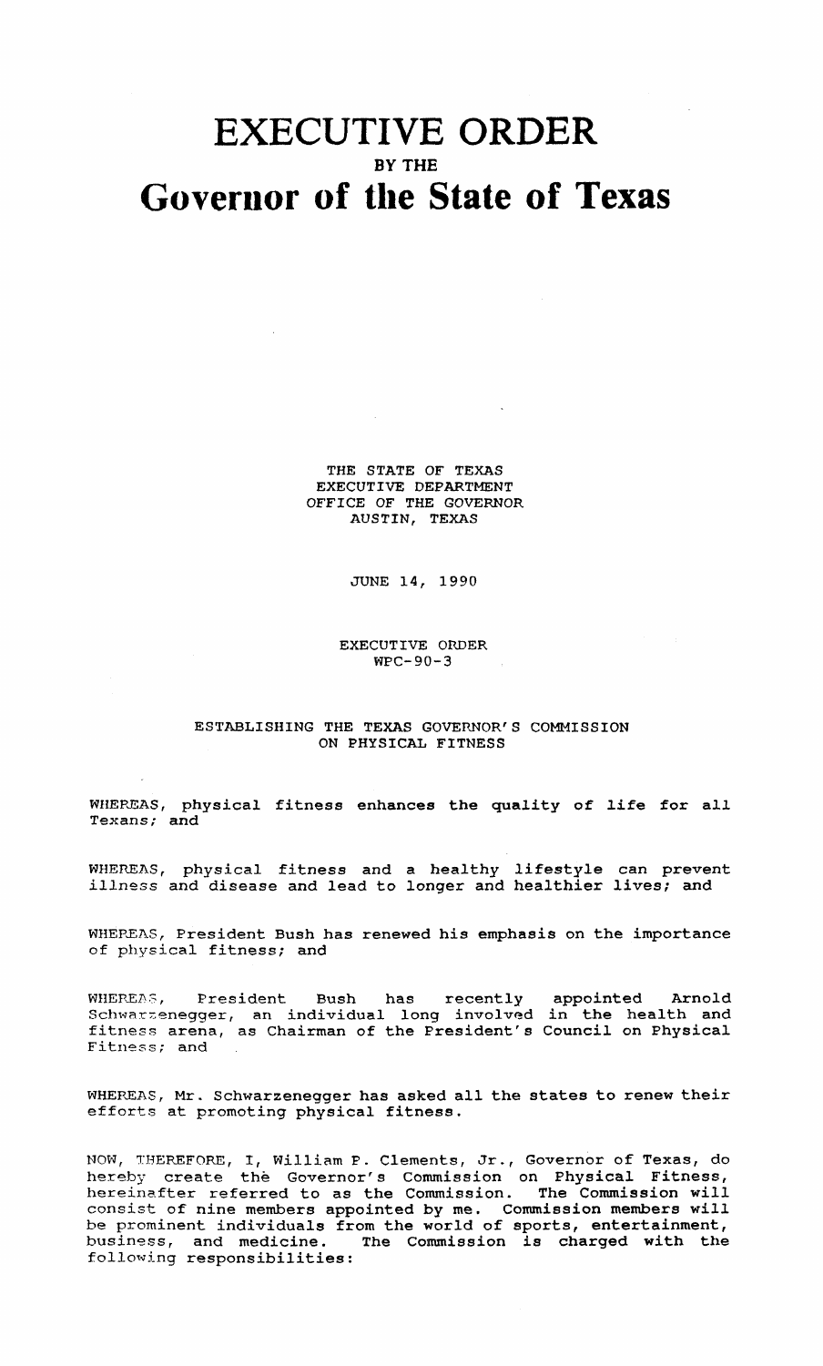# EXECUTIVE ORDER

### BY THE

# Governor of the State of Texas

THE STATE OF TEXAS
EXECUTIVE DEPARTMENT
OFFICE OF THE GOVERNOR
AUSTIN, TEXAS

JUNE 14, 1990

EXECUTIVE ORDER
WPC-90-3

## ESTABLISHING THE TEXAS GOVERNOR'S COMMISSION ON PHYSICAL FITNESS

WHEREAS, physical fitness enhances the quality of life for all Texans; and

WHEREAS, physical fitness and a healthy lifestyle can prevent illness and disease and lead to longer and healthier lives; and

WHEREAS, President Bush has renewed his emphasis on the importance of physical fitness; and

WHEREAS, President Bush has recently appointed Arnold Schwarzenegger, an individual long involved in the health and fitness arena, as Chairman of the President's Council on Physical Fitness; and

WHEREAS, Mr. Schwarzenegger has asked all the states to renew their efforts at promoting physical fitness.

NOW, THEREFORE, I, William P. Clements, Jr., Governor of Texas, do hereby create the Governor's Commission on Physical Fitness, hereinafter referred to as the Commission. The Commission will consist of nine members appointed by me. Commission members will be prominent individuals from the world of sports, entertainment, business, and medicine. The Commission is charged with the following responsibilities: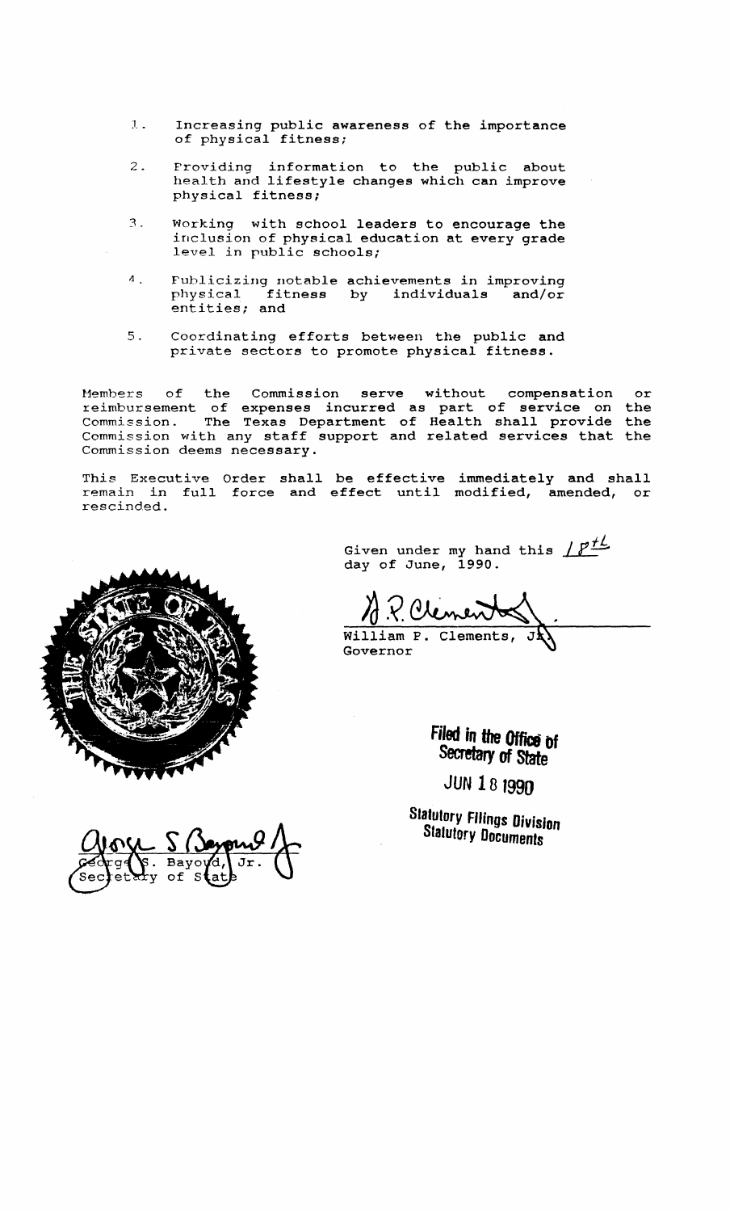1. Increasing public awareness of the importance of physical fitness;

2. Providing information to the public about health and lifestyle changes which can improve physical fitness;

3. Working with school leaders to encourage the inclusion of physical education at every grade level in public schools;

4. Publicizing notable achievements in improving physical fitness by individuals and/or entities; and

5. Coordinating efforts between the public and private sectors to promote physical fitness.

Members of the Commission serve without compensation or reimbursement of expenses incurred as part of service on the Commission. The Texas Department of Health shall provide the Commission with any staff support and related services that the Commission deems necessary.

This Executive Order shall be effective immediately and shall remain in full force and effect until modified, amended, or rescinded.

Given under my hand this 18th day of June, 1990.

William P. Clements, Jr.
Governor

Filed in the Office of Secretary of State

JUN 18 1990

Statutory Filings Division
Statutory Documents

George S. Bayoud, Jr.
Secretary of State